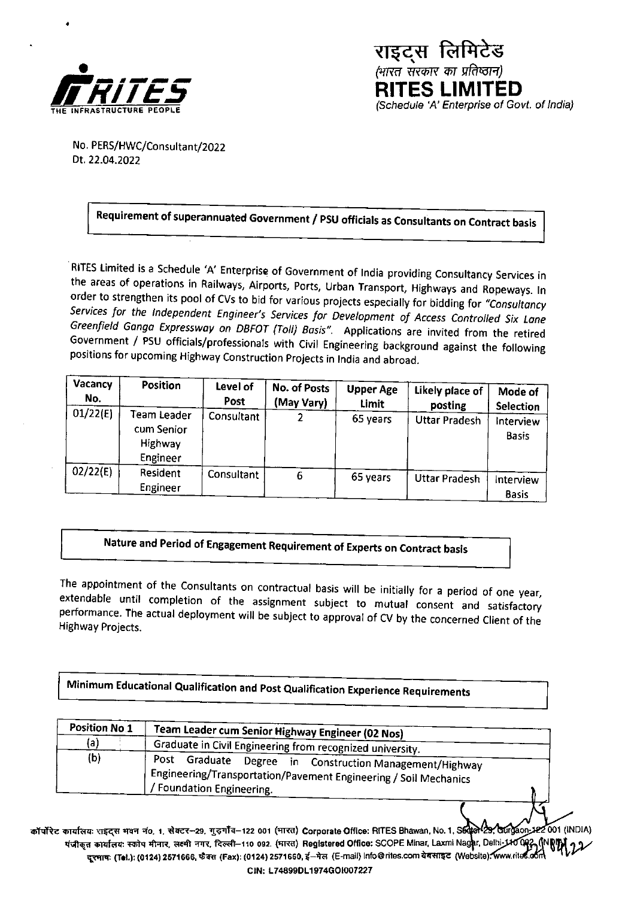राइट्स लिमिटेड
*(भारत सरकार का प्रतिष्ठान)*
**RITES LIMITED**
*(Schedule 'A' Enterprise of Govt. of India)*

No. PERS/HWC/Consultant/2022
Dt. 22.04.2022

**Requirement of superannuated Government / PSU officials as Consultants on Contract basis**

RITES Limited is a Schedule 'A' Enterprise of Government of India providing Consultancy Services in the areas of operations in Railways, Airports, Ports, Urban Transport, Highways and Ropeways. In order to strengthen its pool of CVs to bid for various projects especially for bidding for *"Consultancy Services for the Independent Engineer's Services for Development of Access Controlled Six Lane Greenfield Ganga Expressway on DBFOT (Toll) Basis"*. Applications are invited from the retired Government / PSU officials/professionals with Civil Engineering background against the following positions for upcoming Highway Construction Projects in India and abroad.

| Vacancy No. | Position | Level of Post | No. of Posts (May Vary) | Upper Age Limit | Likely place of posting | Mode of Selection |
|---|---|---|---|---|---|---|
| 01/22(E) | Team Leader cum Senior Highway Engineer | Consultant | 2 | 65 years | Uttar Pradesh | Interview Basis |
| 02/22(E) | Resident Engineer | Consultant | 6 | 65 years | Uttar Pradesh | Interview Basis |

**Nature and Period of Engagement Requirement of Experts on Contract basis**

The appointment of the Consultants on contractual basis will be initially for a period of one year, extendable until completion of the assignment subject to mutual consent and satisfactory performance. The actual deployment will be subject to approval of CV by the concerned Client of the Highway Projects.

**Minimum Educational Qualification and Post Qualification Experience Requirements**

| Position No 1 | Team Leader cum Senior Highway Engineer (02 Nos) |
|---|---|
| (a) | Graduate in Civil Engineering from recognized university. |
| (b) | Post Graduate Degree in Construction Management/Highway Engineering/Transportation/Pavement Engineering / Soil Mechanics / Foundation Engineering. |

कॉर्पोरेट कार्यालय: राइट्स भवन नं0. 1, सेक्टर–29, गुड़गाँव–122 001 (भारत) Corporate Office: RITES Bhawan, No. 1, Sector-29, Gurgaon-122 001 (INDIA)
पंजीकृत कार्यालय: स्कोप मीनार, लक्ष्मी नगर, दिल्ली–110 092. (भारत) Registered Office: SCOPE Minar, Laxmi Nagar, Delhi-110 092. (INDIA)
दूरभाष (Tel.): (0124) 2571666, फैक्स (Fax): (0124) 2571660, ई–मेल (E-mail) info@rites.com वेबसाइट (Website): www.rites.com
CIN: L74899DL1974GOI007227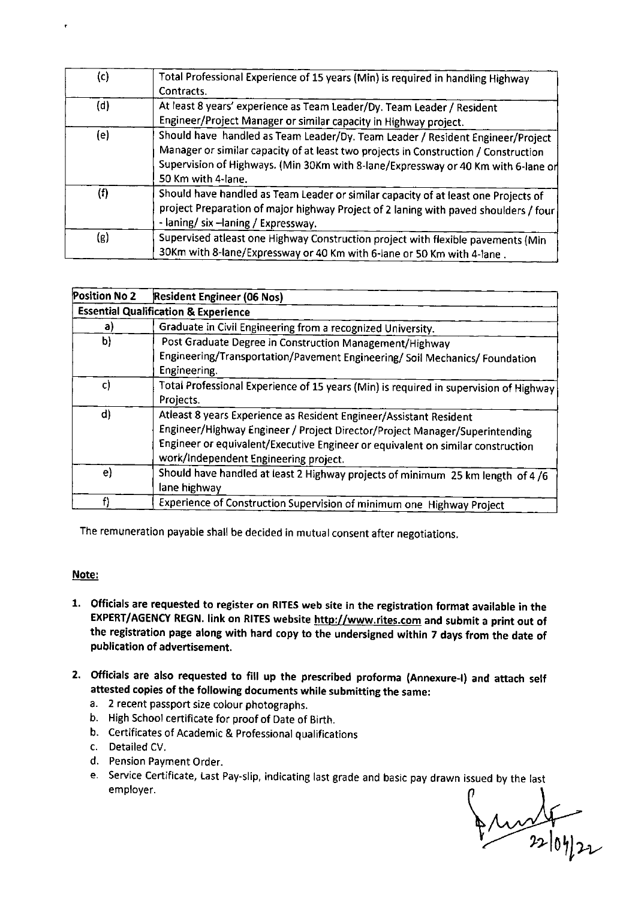| (c) | Total Professional Experience of 15 years (Min) is required in handling Highway Contracts. |
|---|---|
| (d) | At least 8 years' experience as Team Leader/Dy. Team Leader / Resident Engineer/Project Manager or similar capacity in Highway project. |
| (e) | Should have handled as Team Leader/Dy. Team Leader / Resident Engineer/Project Manager or similar capacity of at least two projects in Construction / Construction Supervision of Highways. (Min 30Km with 8-lane/Expressway or 40 Km with 6-lane or 50 Km with 4-lane. |
| (f) | Should have handled as Team Leader or similar capacity of at least one Projects of project Preparation of major highway Project of 2 laning with paved shoulders / four - laning/ six –laning / Expressway. |
| (g) | Supervised atleast one Highway Construction project with flexible pavements (Min 30Km with 8-lane/Expressway or 40 Km with 6-lane or 50 Km with 4-lane . |

| **Position No 2** | **Resident Engineer (06 Nos)** |
|---|---|
| **Essential Qualification & Experience** | |
| a) | Graduate in Civil Engineering from a recognized University. |
| b) | Post Graduate Degree in Construction Management/Highway Engineering/Transportation/Pavement Engineering/ Soil Mechanics/ Foundation Engineering. |
| c) | Total Professional Experience of 15 years (Min) is required in supervision of Highway Projects. |
| d) | Atleast 8 years Experience as Resident Engineer/Assistant Resident Engineer/Highway Engineer / Project Director/Project Manager/Superintending Engineer or equivalent/Executive Engineer or equivalent on similar construction work/Independent Engineering project. |
| e) | Should have handled at least 2 Highway projects of minimum 25 km length of 4 /6 lane highway |
| f) | Experience of Construction Supervision of minimum one Highway Project |

The remuneration payable shall be decided in mutual consent after negotiations.

**Note:**

1. **Officials are requested to register on RITES web site in the registration format available in the EXPERT/AGENCY REGN. link on RITES website http://www.rites.com and submit a print out of the registration page along with hard copy to the undersigned within 7 days from the date of publication of advertisement.**

2. **Officials are also requested to fill up the prescribed proforma (Annexure-I) and attach self attested copies of the following documents while submitting the same:**
   a. 2 recent passport size colour photographs.
   b. High School certificate for proof of Date of Birth.
   b. Certificates of Academic & Professional qualifications
   c. Detailed CV.
   d. Pension Payment Order.
   e. Service Certificate, Last Pay-slip, indicating last grade and basic pay drawn issued by the last employer.

22/04/22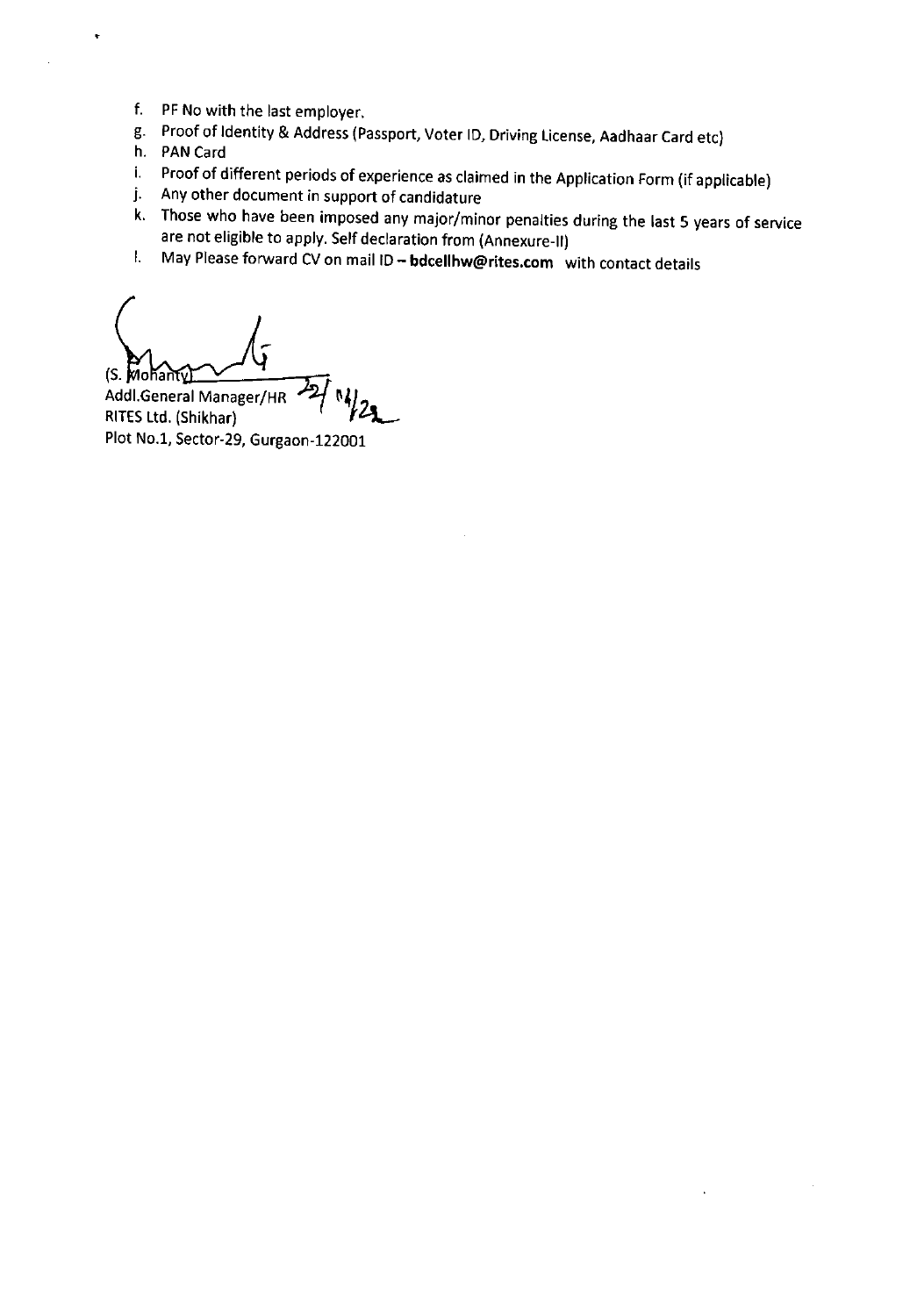f. PF No with the last employer.
g. Proof of Identity & Address (Passport, Voter ID, Driving License, Aadhaar Card etc)
h. PAN Card
i. Proof of different periods of experience as claimed in the Application Form (if applicable)
j. Any other document in support of candidature
k. Those who have been imposed any major/minor penalties during the last 5 years of service are not eligible to apply. Self declaration from (Annexure-II)
l. May Please forward CV on mail ID – **bdcellhw@rites.com** with contact details

(S. Mohanty) 22/04/22
Addl.General Manager/HR
RITES Ltd. (Shikhar)
Plot No.1, Sector-29, Gurgaon-122001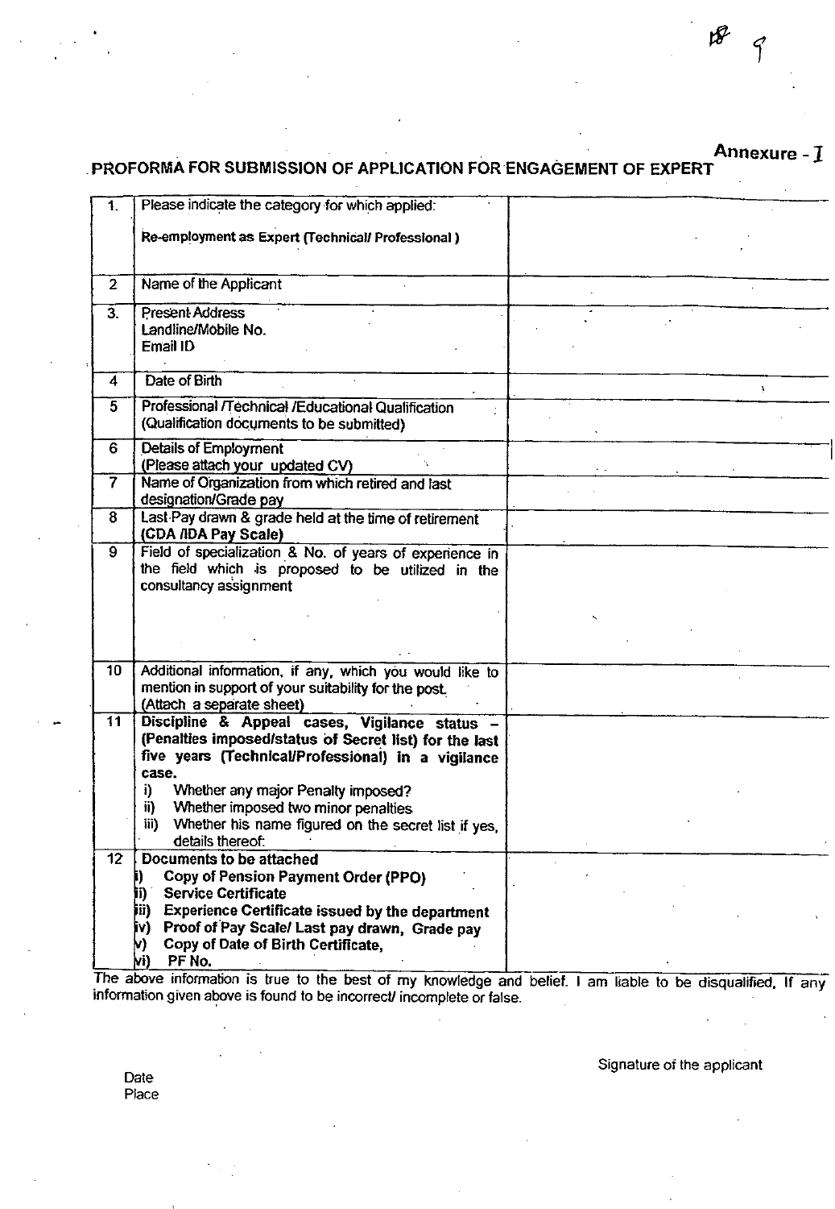Annexure - I

## PROFORMA FOR SUBMISSION OF APPLICATION FOR ENGAGEMENT OF EXPERT

| | | |
|---|---|---|
| 1. | Please indicate the category for which applied:<br><br>**Re-employment as Expert (Technical/ Professional )** | |
| 2 | Name of the Applicant | |
| 3. | Present Address<br>Landline/Mobile No.<br>Email ID | |
| 4 | Date of Birth | |
| 5 | Professional /Technical /Educational Qualification<br>(Qualification documents to be submitted) | |
| 6 | Details of Employment<br>(Please attach your updated CV) | |
| 7 | Name of Organization from which retired and last designation/Grade pay | |
| 8 | Last Pay drawn & grade held at the time of retirement<br>**(CDA /IDA Pay Scale)** | |
| 9 | Field of specialization & No. of years of experience in the field which is proposed to be utilized in the consultancy assignment | |
| 10 | Additional information, if any, which you would like to mention in support of your suitability for the post.<br>(Attach a separate sheet) | |
| 11 | **Discipline & Appeal cases, Vigilance status – (Penalties imposed/status of Secret list) for the last five years (Technical/Professional) in a vigilance case.**<br>i) Whether any major Penalty imposed?<br>ii) Whether imposed two minor penalties<br>iii) Whether his name figured on the secret list if yes, details thereof: | |
| 12 | **Documents to be attached**<br>**i) Copy of Pension Payment Order (PPO)**<br>**ii) Service Certificate**<br>**iii) Experience Certificate issued by the department**<br>**iv) Proof of Pay Scale/ Last pay drawn, Grade pay**<br>**v) Copy of Date of Birth Certificate,**<br>**vi) PF No.** | |

The above information is true to the best of my knowledge and belief. I am liable to be disqualified, If any information given above is found to be incorrect/ incomplete or false.

Signature of the applicant

Date
Place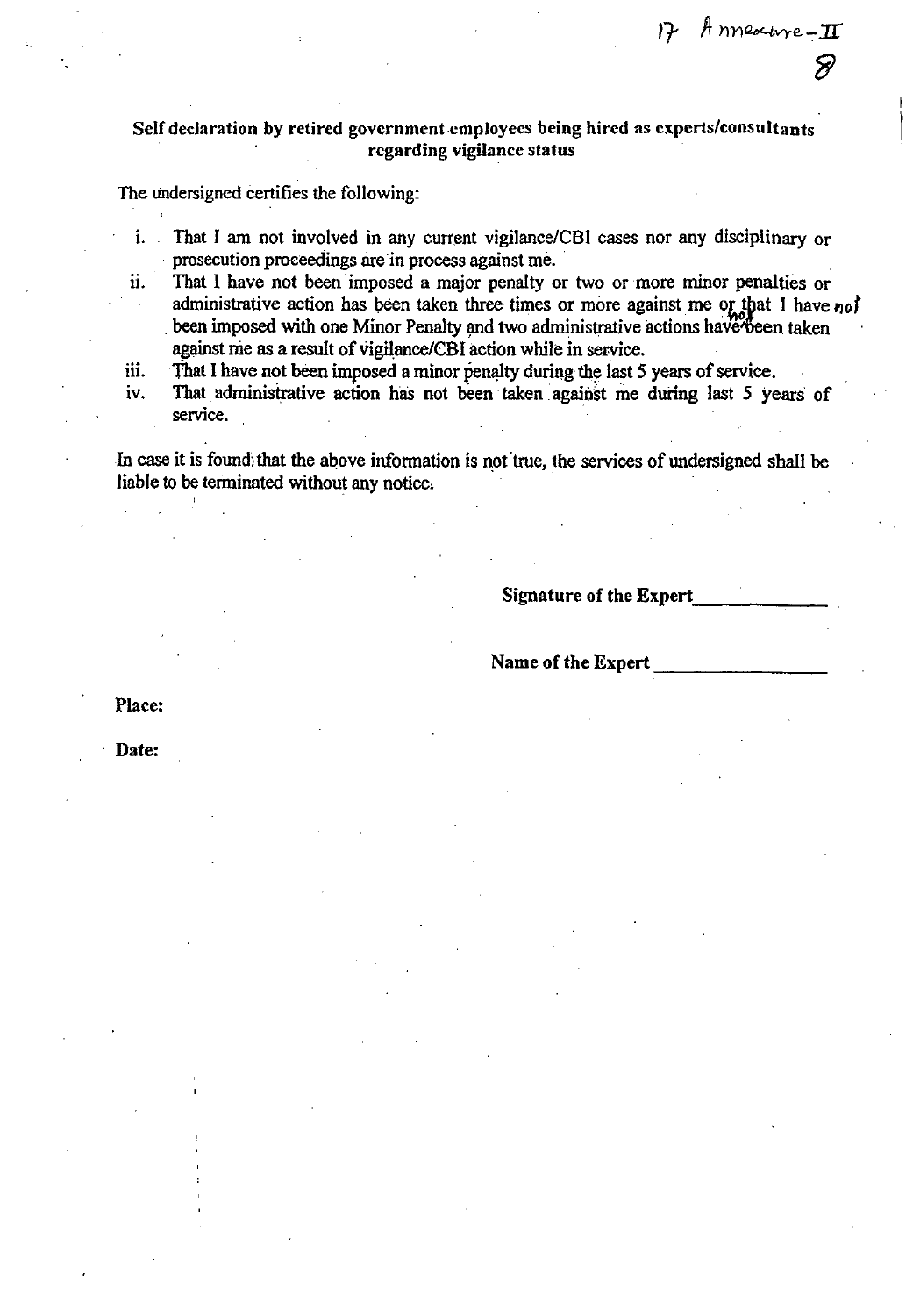17 Annexure-II

8

**Self declaration by retired government employees being hired as experts/consultants regarding vigilance status**

The undersigned certifies the following:

i. That I am not involved in any current vigilance/CBI cases nor any disciplinary or prosecution proceedings are in process against me.

ii. That I have not been imposed a major penalty or two or more minor penalties or administrative action has been taken three times or more against me or that I have not been imposed with one Minor Penalty and two administrative actions have not been taken against me as a result of vigilance/CBI action while in service.

iii. That I have not been imposed a minor penalty during the last 5 years of service.

iv. That administrative action has not been taken against me during last 5 years of service.

In case it is found that the above information is not true, the services of undersigned shall be liable to be terminated without any notice.

**Signature of the Expert** \_\_\_\_\_\_\_\_\_\_\_\_

**Name of the Expert** \_\_\_\_\_\_\_\_\_\_\_\_\_\_\_

**Place:**

**Date:**